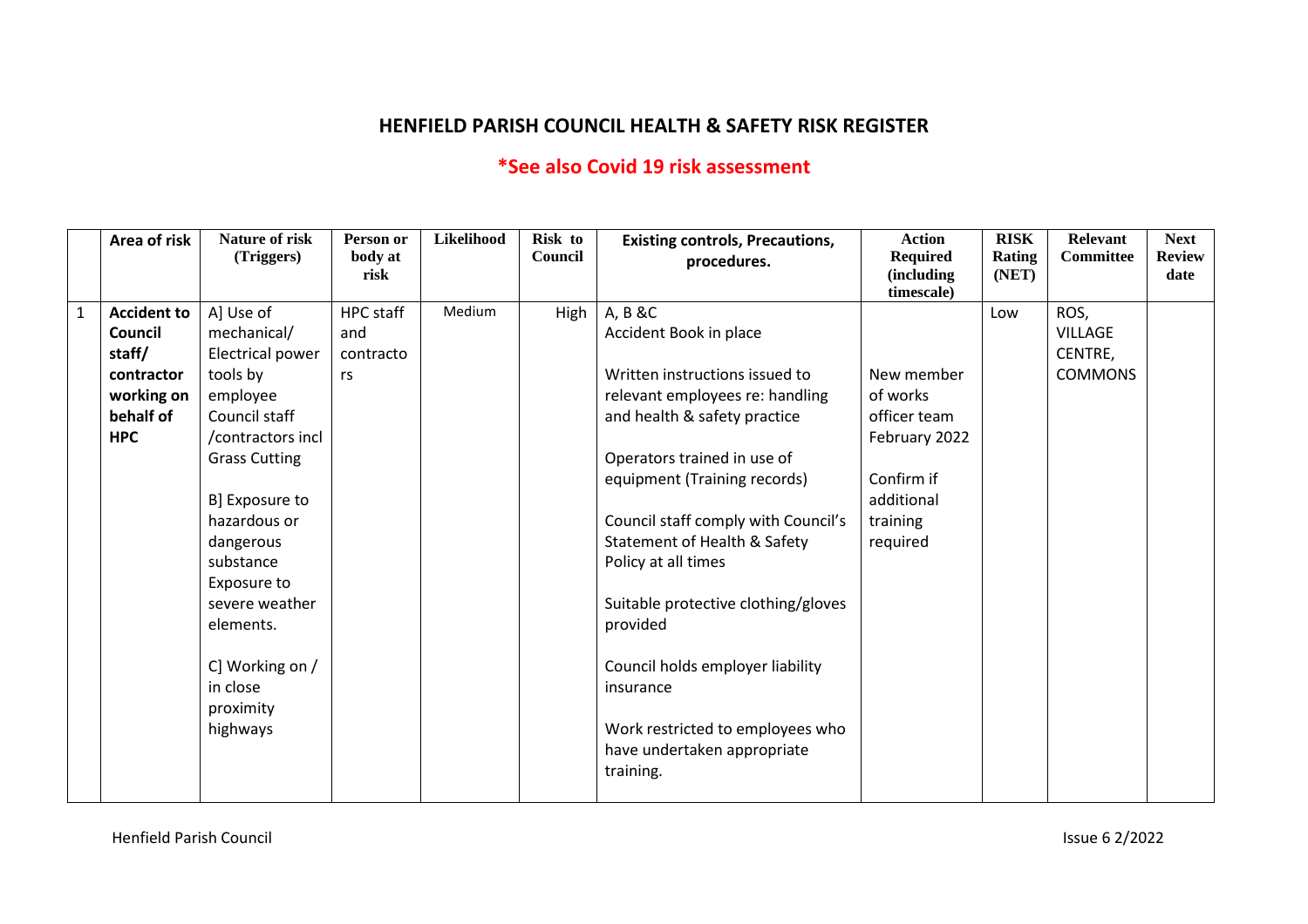# HENFIELD PARISH COUNCIL HEALTH & SAFETY RISK REGISTER

## *See also Covid 19 risk assessment

| | Area of risk | Nature of risk (Triggers) | Person or body at risk | Likelihood | Risk to Council | Existing controls, Precautions, procedures. | Action Required (including timescale) | RISK Rating (NET) | Relevant Committee | Next Review date |
|---|---|---|---|---|---|---|---|---|---|---|
| 1 | **Accident to Council staff/ contractor working on behalf of HPC** | A] Use of mechanical/ Electrical power tools by employee Council staff /contractors incl Grass Cutting<br><br>B] Exposure to hazardous or dangerous substance Exposure to severe weather elements.<br><br>C] Working on / in close proximity highways | HPC staff and contractors | Medium | High | A, B &C<br>Accident Book in place<br><br>Written instructions issued to relevant employees re: handling and health & safety practice<br><br>Operators trained in use of equipment (Training records)<br><br>Council staff comply with Council's Statement of Health & Safety Policy at all times<br><br>Suitable protective clothing/gloves provided<br><br>Council holds employer liability insurance<br><br>Work restricted to employees who have undertaken appropriate training. | New member of works officer team February 2022<br><br>Confirm if additional training required | Low | ROS, VILLAGE CENTRE, COMMONS | |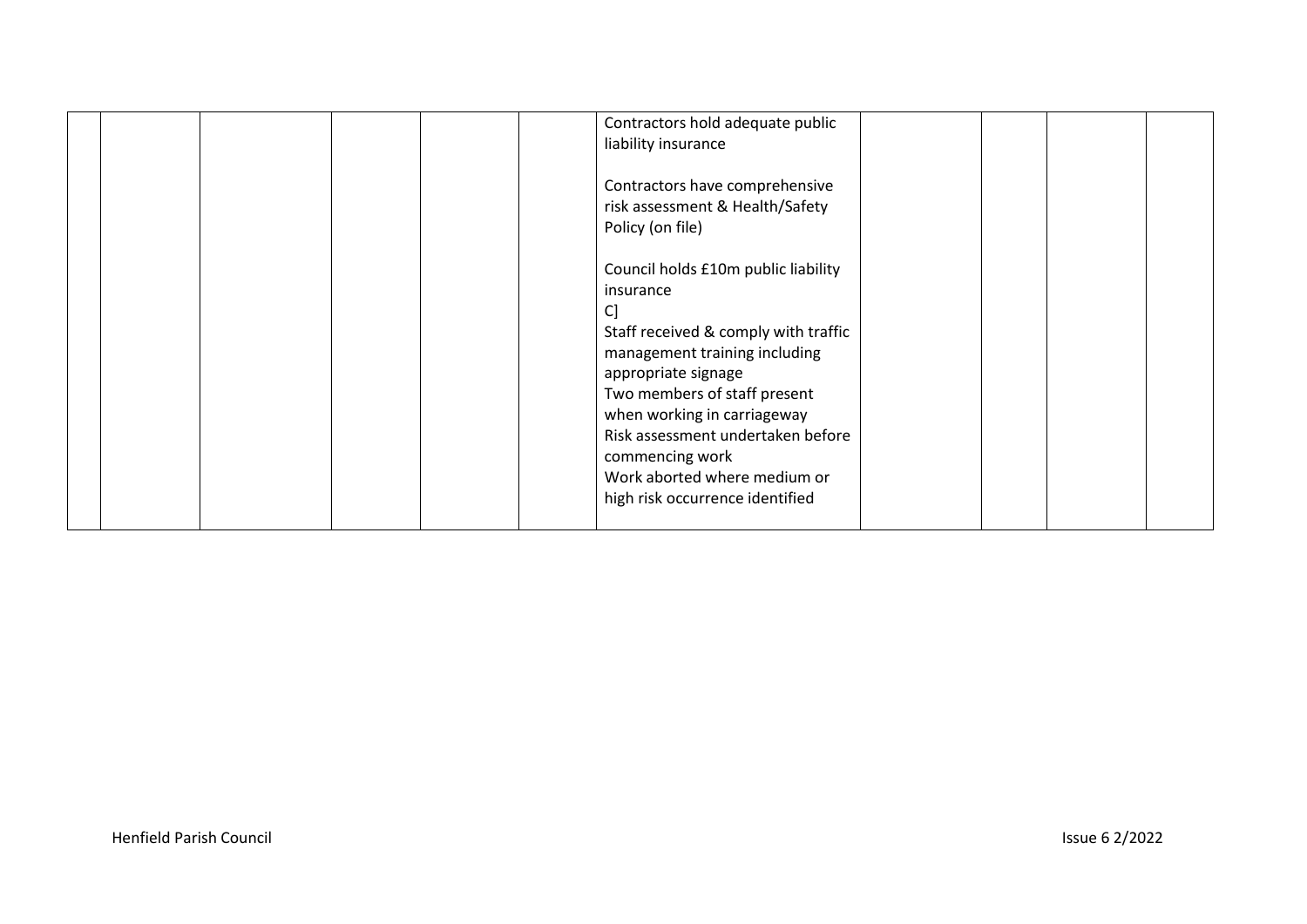|  |  |  |  |  |  |  |  |  |  |
|---|---|---|---|---|---|---|---|---|---|
|  |  |  |  |  | Contractors hold adequate public liability insurance<br><br>Contractors have comprehensive risk assessment & Health/Safety Policy (on file)<br><br>Council holds £10m public liability insurance<br>C]<br>Staff received & comply with traffic management training including appropriate signage<br>Two members of staff present when working in carriageway<br>Risk assessment undertaken before commencing work<br>Work aborted where medium or high risk occurrence identified |  |  |  |  |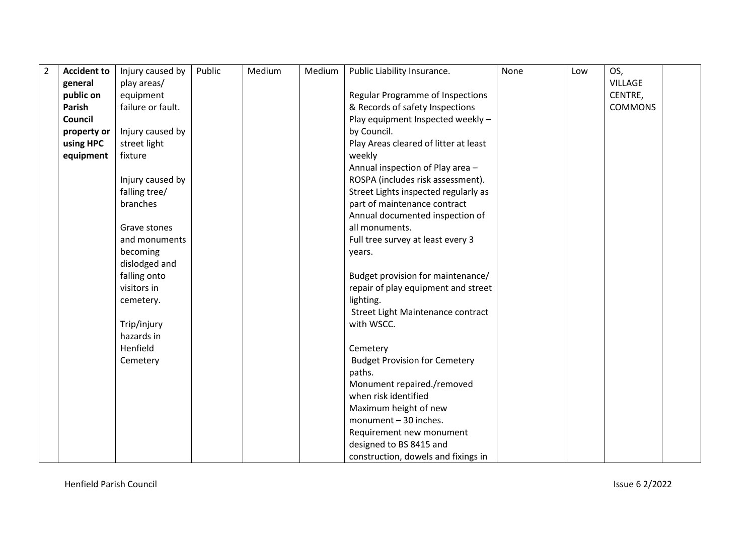| 2 | **Accident to general public on Parish Council property or using HPC equipment** | Injury caused by play areas/ equipment failure or fault.<br><br>Injury caused by street light fixture<br><br>Injury caused by falling tree/ branches<br><br>Grave stones and monuments becoming dislodged and falling onto visitors in cemetery.<br><br>Trip/injury hazards in Henfield Cemetery | Public | Medium | Medium | Public Liability Insurance.<br><br>Regular Programme of Inspections & Records of safety Inspections<br>Play equipment Inspected weekly – by Council.<br>Play Areas cleared of litter at least weekly<br>Annual inspection of Play area – ROSPA (includes risk assessment).<br>Street Lights inspected regularly as part of maintenance contract<br>Annual documented inspection of all monuments.<br>Full tree survey at least every 3 years.<br><br>Budget provision for maintenance/ repair of play equipment and street lighting.<br>Street Light Maintenance contract with WSCC.<br><br>Cemetery<br>Budget Provision for Cemetery paths.<br>Monument repaired./removed when risk identified<br>Maximum height of new monument – 30 inches.<br>Requirement new monument designed to BS 8415 and construction, dowels and fixings in | None | Low | OS, VILLAGE CENTRE, COMMONS | |
|---|---|---|---|---|---|---|---|---|---|---|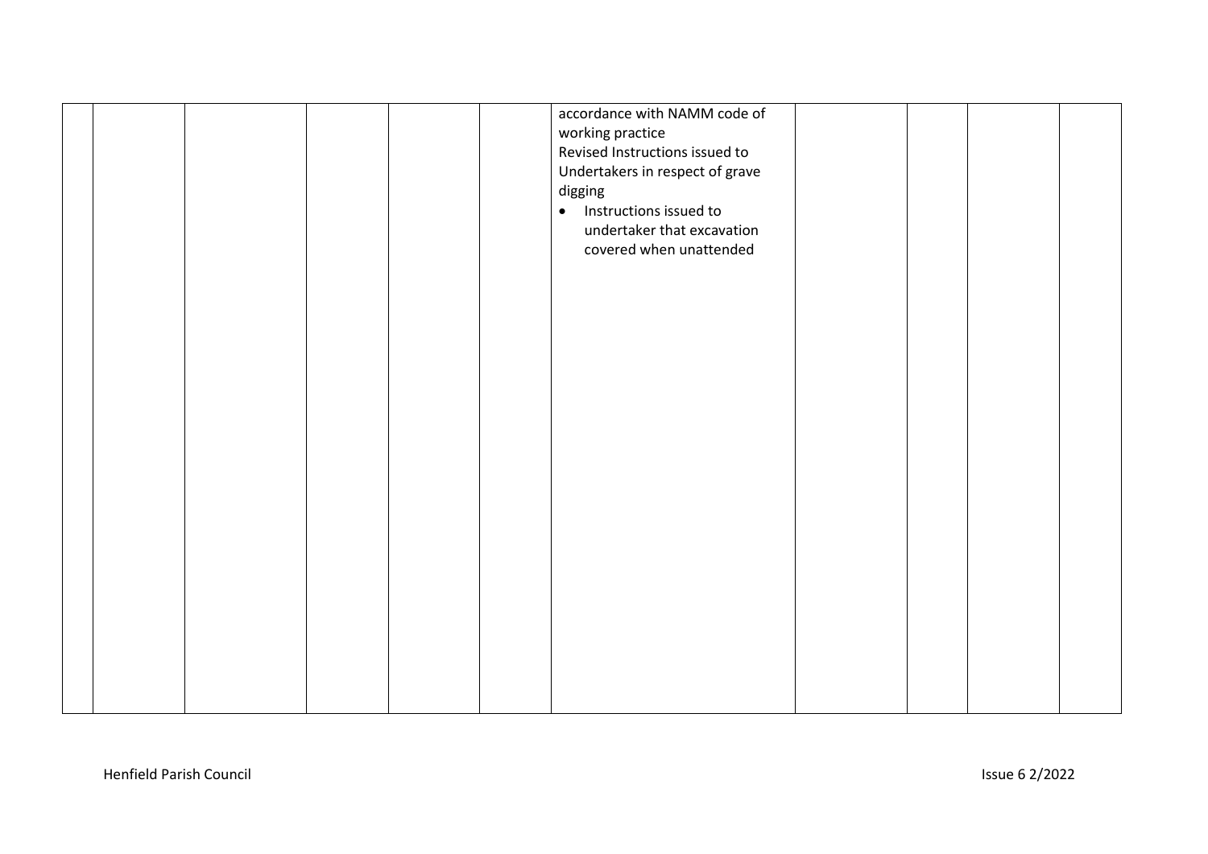| | | | | | | | | | | |
|---|---|---|---|---|---|---|---|---|---|---|
| | | | | | | accordance with NAMM code of working practice<br>Revised Instructions issued to Undertakers in respect of grave digging<br>• Instructions issued to undertaker that excavation covered when unattended | | | | |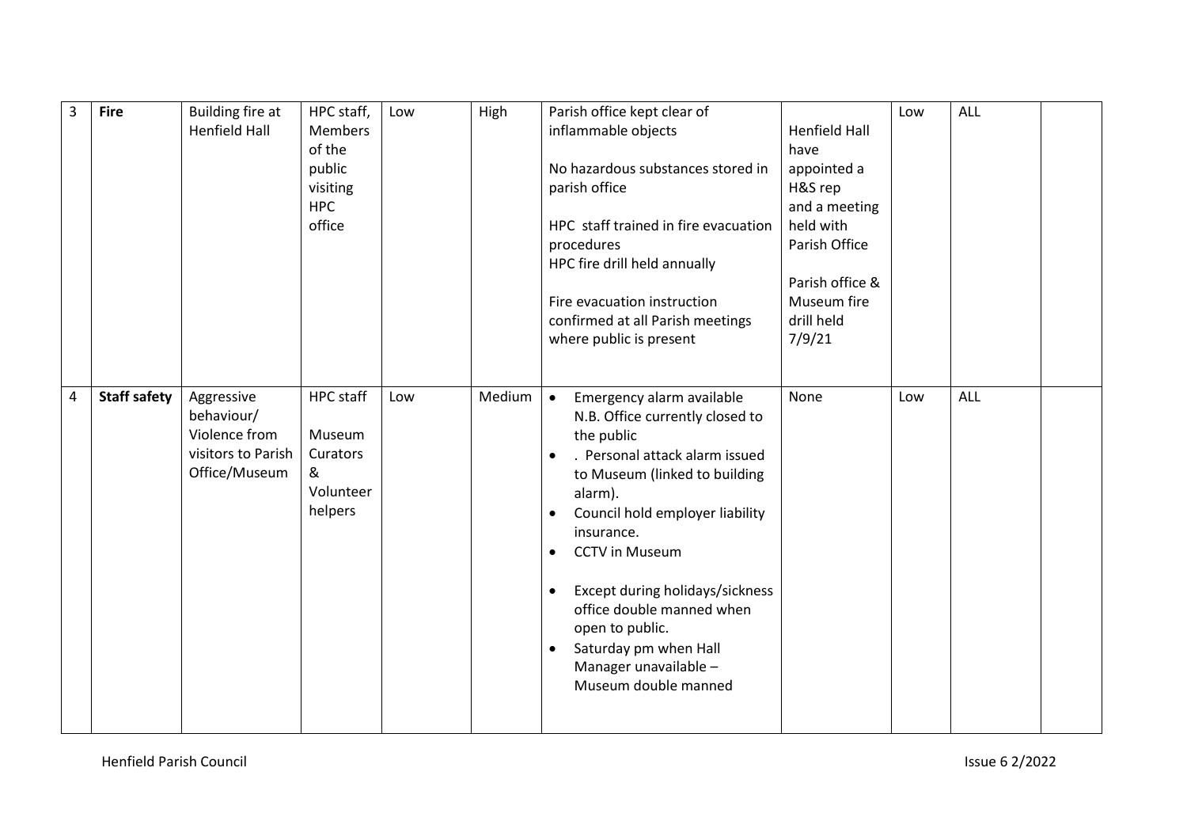| 3 | **Fire** | Building fire at Henfield Hall | HPC staff, Members of the public visiting HPC office | Low | High | Parish office kept clear of inflammable objects<br><br>No hazardous substances stored in parish office<br><br>HPC staff trained in fire evacuation procedures<br>HPC fire drill held annually<br><br>Fire evacuation instruction confirmed at all Parish meetings where public is present | Henfield Hall have appointed a H&S rep and a meeting held with Parish Office<br><br>Parish office & Museum fire drill held 7/9/21 | Low | ALL | |
|---|---|---|---|---|---|---|---|---|---|---|
| 4 | **Staff safety** | Aggressive behaviour/ Violence from visitors to Parish Office/Museum | HPC staff<br><br>Museum Curators & Volunteer helpers | Low | Medium | • Emergency alarm available N.B. Office currently closed to the public<br>• . Personal attack alarm issued to Museum (linked to building alarm).<br>• Council hold employer liability insurance.<br>• CCTV in Museum<br><br>• Except during holidays/sickness office double manned when open to public.<br>• Saturday pm when Hall Manager unavailable – Museum double manned | None | Low | ALL | |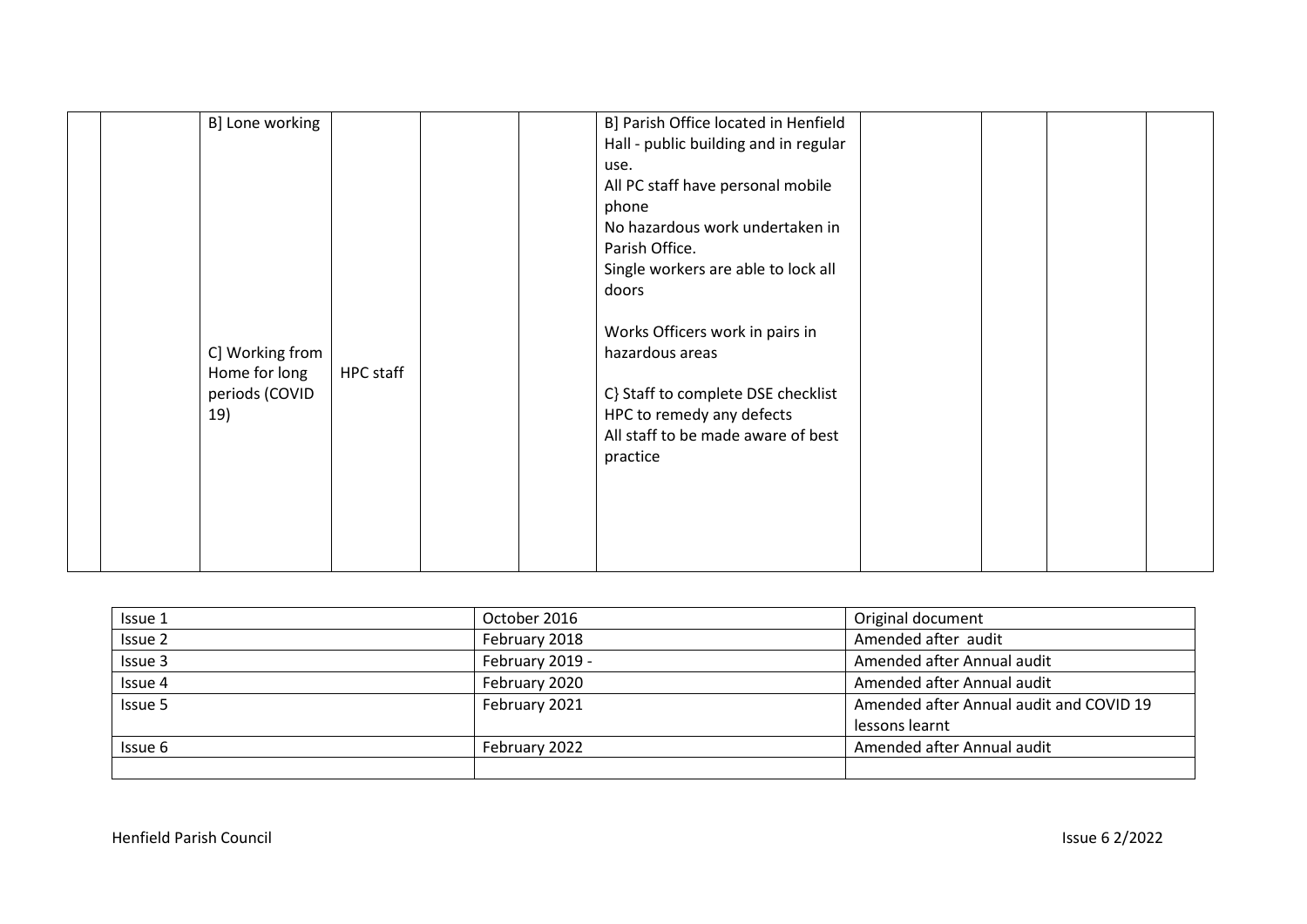| | | | | | | | | | | |
|---|---|---|---|---|---|---|---|---|---|---|
| | | B] Lone working | | | | B] Parish Office located in Henfield Hall - public building and in regular use.<br>All PC staff have personal mobile phone<br>No hazardous work undertaken in Parish Office.<br>Single workers are able to lock all doors<br><br>Works Officers work in pairs in hazardous areas | | | | |
| | | C] Working from Home for long periods (COVID 19) | HPC staff | | | C} Staff to complete DSE checklist<br>HPC to remedy any defects<br>All staff to be made aware of best practice | | | | |

| | | |
|---|---|---|
| Issue 1 | October 2016 | Original document |
| Issue 2 | February 2018 | Amended after audit |
| Issue 3 | February 2019 - | Amended after Annual audit |
| Issue 4 | February 2020 | Amended after Annual audit |
| Issue 5 | February 2021 | Amended after Annual audit and COVID 19 lessons learnt |
| Issue 6 | February 2022 | Amended after Annual audit |
| | | |